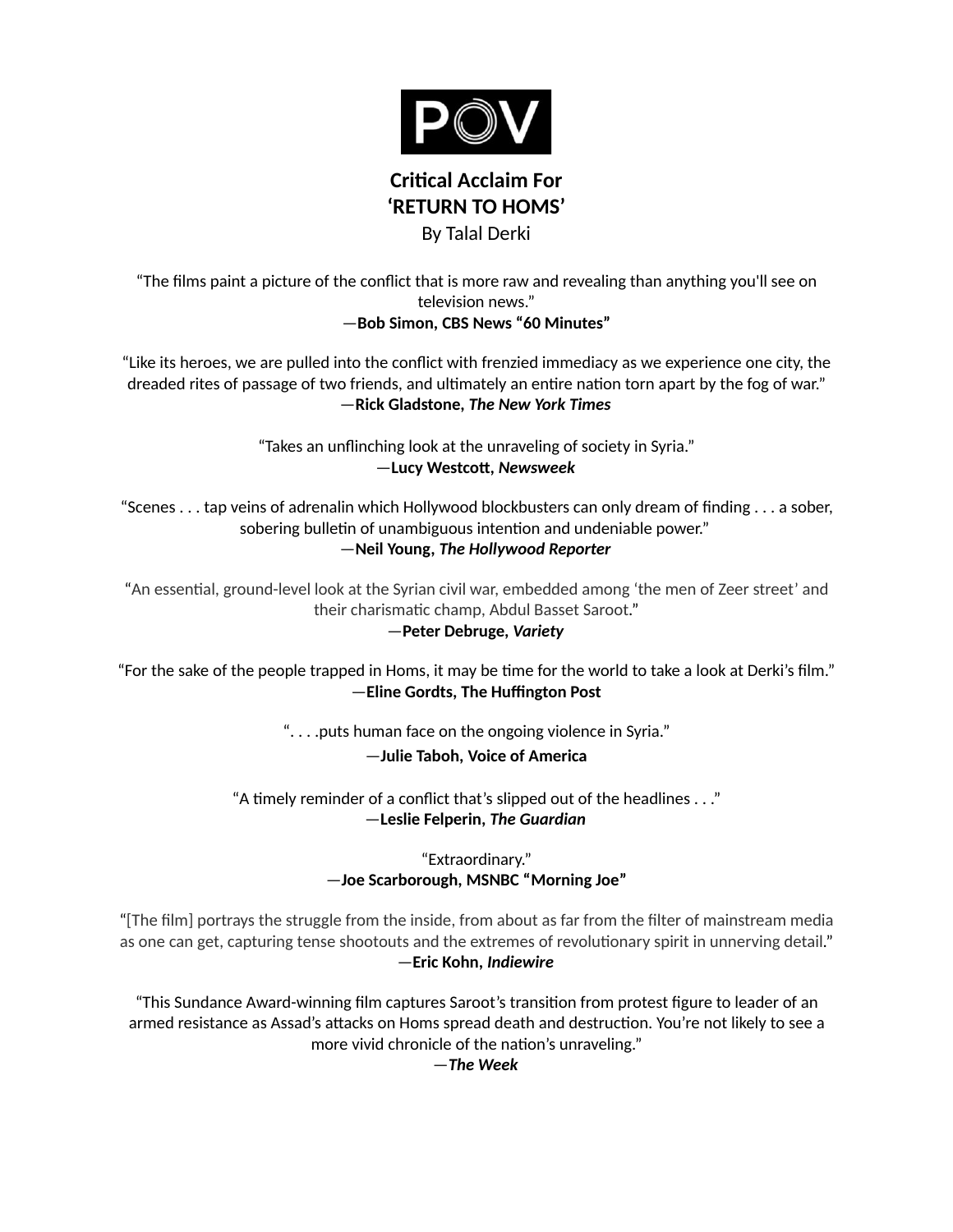POV

# Critical Acclaim For
# 'RETURN TO HOMS'

By Talal Derki

"The films paint a picture of the conflict that is more raw and revealing than anything you'll see on television news."
—**Bob Simon, CBS News "60 Minutes"**

"Like its heroes, we are pulled into the conflict with frenzied immediacy as we experience one city, the dreaded rites of passage of two friends, and ultimately an entire nation torn apart by the fog of war."
—**Rick Gladstone, *The New York Times***

"Takes an unflinching look at the unraveling of society in Syria."
—**Lucy Westcott, *Newsweek***

"Scenes . . . tap veins of adrenalin which Hollywood blockbusters can only dream of finding . . . a sober, sobering bulletin of unambiguous intention and undeniable power."
—**Neil Young, *The Hollywood Reporter***

"An essential, ground-level look at the Syrian civil war, embedded among 'the men of Zeer street' and their charismatic champ, Abdul Basset Saroot."
—**Peter Debruge, *Variety***

"For the sake of the people trapped in Homs, it may be time for the world to take a look at Derki's film."
—**Eline Gordts, The Huffington Post**

". . . .puts human face on the ongoing violence in Syria."
—**Julie Taboh, Voice of America**

"A timely reminder of a conflict that's slipped out of the headlines . . ."
—**Leslie Felperin, *The Guardian***

"Extraordinary."
—**Joe Scarborough, MSNBC "Morning Joe"**

"[The film] portrays the struggle from the inside, from about as far from the filter of mainstream media as one can get, capturing tense shootouts and the extremes of revolutionary spirit in unnerving detail."
—**Eric Kohn, *Indiewire***

"This Sundance Award-winning film captures Saroot's transition from protest figure to leader of an armed resistance as Assad's attacks on Homs spread death and destruction. You're not likely to see a more vivid chronicle of the nation's unraveling."
—***The Week***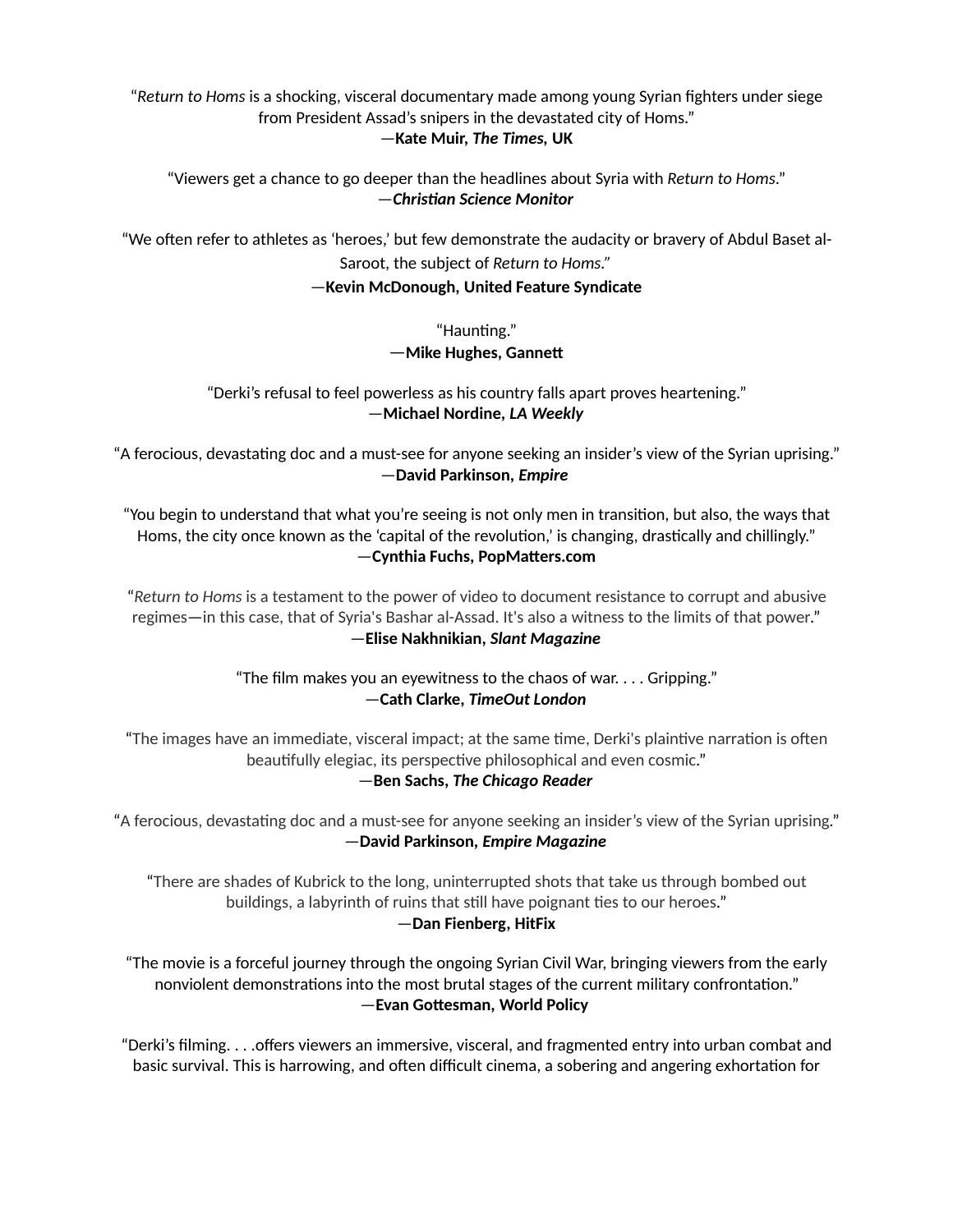"*Return to Homs* is a shocking, visceral documentary made among young Syrian fighters under siege from President Assad's snipers in the devastated city of Homs."
—**Kate Muir, *The Times*, UK**

"Viewers get a chance to go deeper than the headlines about Syria with *Return to Homs*."
—***Christian Science Monitor***

"We often refer to athletes as 'heroes,' but few demonstrate the audacity or bravery of Abdul Baset al-Saroot, the subject of *Return to Homs*."
—**Kevin McDonough, United Feature Syndicate**

"Haunting."
—**Mike Hughes, Gannett**

"Derki's refusal to feel powerless as his country falls apart proves heartening."
—**Michael Nordine, *LA Weekly***

"A ferocious, devastating doc and a must-see for anyone seeking an insider's view of the Syrian uprising."
—**David Parkinson, *Empire***

"You begin to understand that what you're seeing is not only men in transition, but also, the ways that Homs, the city once known as the 'capital of the revolution,' is changing, drastically and chillingly."
—**Cynthia Fuchs, PopMatters.com**

"*Return to Homs* is a testament to the power of video to document resistance to corrupt and abusive regimes—in this case, that of Syria's Bashar al-Assad. It's also a witness to the limits of that power."
—**Elise Nakhnikian, *Slant Magazine***

"The film makes you an eyewitness to the chaos of war. . . . Gripping."
—**Cath Clarke, *TimeOut London***

"The images have an immediate, visceral impact; at the same time, Derki's plaintive narration is often beautifully elegiac, its perspective philosophical and even cosmic."
—**Ben Sachs, *The Chicago Reader***

"A ferocious, devastating doc and a must-see for anyone seeking an insider's view of the Syrian uprising."
—**David Parkinson, *Empire Magazine***

"There are shades of Kubrick to the long, uninterrupted shots that take us through bombed out buildings, a labyrinth of ruins that still have poignant ties to our heroes."
—**Dan Fienberg, HitFix**

"The movie is a forceful journey through the ongoing Syrian Civil War, bringing viewers from the early nonviolent demonstrations into the most brutal stages of the current military confrontation."
—**Evan Gottesman, World Policy**

"Derki's filming. . . .offers viewers an immersive, visceral, and fragmented entry into urban combat and basic survival. This is harrowing, and often difficult cinema, a sobering and angering exhortation for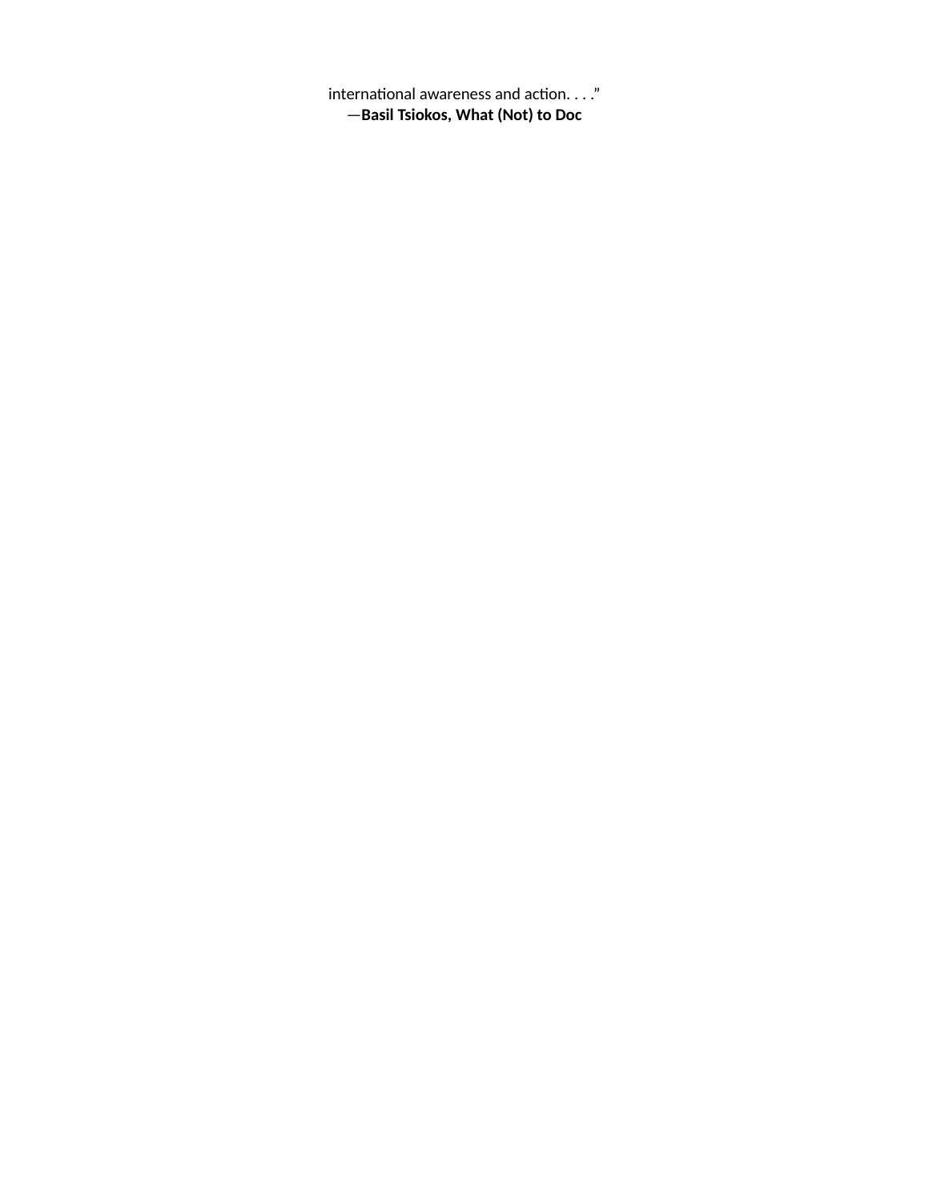international awareness and action. . . .”
—**Basil Tsiokos, What (Not) to Doc**